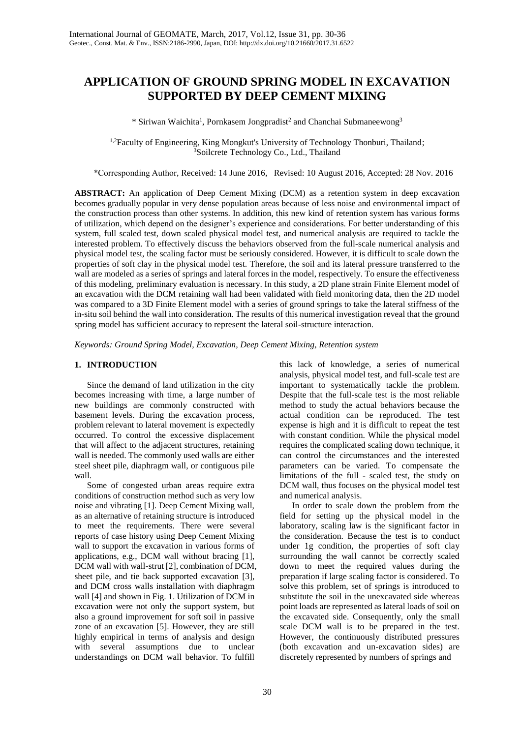# APPLICATION OF GROUND SPRING MODEL IN EXCAVATION SUPPORTED BY DEEP CEMENT MIXING

\* Siriwan Waichita[1], Pornkasem Jongpradist[2] and Chanchai Submaneewong[3]

[1,2]Faculty of Engineering, King Mongkut's University of Technology Thonburi, Thailand;
[3]Soilcrete Technology Co., Ltd., Thailand

\*Corresponding Author, Received: 14 June 2016, Revised: 10 August 2016, Accepted: 28 Nov. 2016

**ABSTRACT:** An application of Deep Cement Mixing (DCM) as a retention system in deep excavation becomes gradually popular in very dense population areas because of less noise and environmental impact of the construction process than other systems. In addition, this new kind of retention system has various forms of utilization, which depend on the designer's experience and considerations. For better understanding of this system, full scaled test, down scaled physical model test, and numerical analysis are required to tackle the interested problem. To effectively discuss the behaviors observed from the full-scale numerical analysis and physical model test, the scaling factor must be seriously considered. However, it is difficult to scale down the properties of soft clay in the physical model test. Therefore, the soil and its lateral pressure transferred to the wall are modeled as a series of springs and lateral forces in the model, respectively. To ensure the effectiveness of this modeling, preliminary evaluation is necessary. In this study, a 2D plane strain Finite Element model of an excavation with the DCM retaining wall had been validated with field monitoring data, then the 2D model was compared to a 3D Finite Element model with a series of ground springs to take the lateral stiffness of the in-situ soil behind the wall into consideration. The results of this numerical investigation reveal that the ground spring model has sufficient accuracy to represent the lateral soil-structure interaction.

*Keywords: Ground Spring Model, Excavation, Deep Cement Mixing, Retention system*

## 1. INTRODUCTION

Since the demand of land utilization in the city becomes increasing with time, a large number of new buildings are commonly constructed with basement levels. During the excavation process, problem relevant to lateral movement is expectedly occurred. To control the excessive displacement that will affect to the adjacent structures, retaining wall is needed. The commonly used walls are either steel sheet pile, diaphragm wall, or contiguous pile wall.

Some of congested urban areas require extra conditions of construction method such as very low noise and vibrating [1]. Deep Cement Mixing wall, as an alternative of retaining structure is introduced to meet the requirements. There were several reports of case history using Deep Cement Mixing wall to support the excavation in various forms of applications, e.g., DCM wall without bracing [1], DCM wall with wall-strut [2], combination of DCM, sheet pile, and tie back supported excavation [3], and DCM cross walls installation with diaphragm wall [4] and shown in Fig. 1. Utilization of DCM in excavation were not only the support system, but also a ground improvement for soft soil in passive zone of an excavation [5]. However, they are still highly empirical in terms of analysis and design with several assumptions due to unclear understandings on DCM wall behavior. To fulfill this lack of knowledge, a series of numerical analysis, physical model test, and full-scale test are important to systematically tackle the problem. Despite that the full-scale test is the most reliable method to study the actual behaviors because the actual condition can be reproduced. The test expense is high and it is difficult to repeat the test with constant condition. While the physical model requires the complicated scaling down technique, it can control the circumstances and the interested parameters can be varied. To compensate the limitations of the full - scaled test, the study on DCM wall, thus focuses on the physical model test and numerical analysis.

In order to scale down the problem from the field for setting up the physical model in the laboratory, scaling law is the significant factor in the consideration. Because the test is to conduct under 1g condition, the properties of soft clay surrounding the wall cannot be correctly scaled down to meet the required values during the preparation if large scaling factor is considered. To solve this problem, set of springs is introduced to substitute the soil in the unexcavated side whereas point loads are represented as lateral loads of soil on the excavated side. Consequently, only the small scale DCM wall is to be prepared in the test. However, the continuously distributed pressures (both excavation and un-excavation sides) are discretely represented by numbers of springs and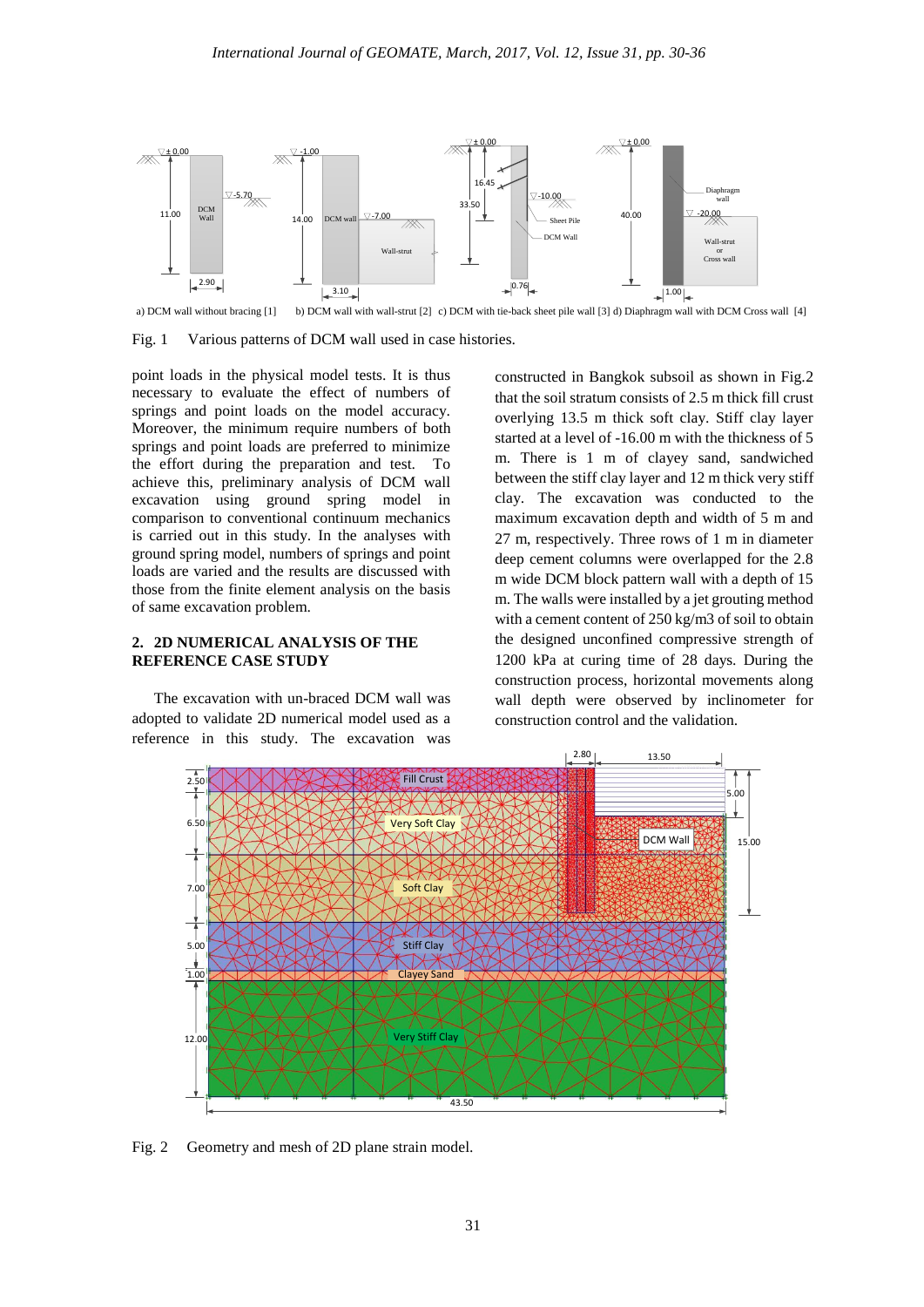a) DCM wall without bracing [1] b) DCM wall with wall-strut [2] c) DCM with tie-back sheet pile wall [3] d) Diaphragm wall with DCM Cross wall [4]

Fig. 1 Various patterns of DCM wall used in case histories.

point loads in the physical model tests. It is thus necessary to evaluate the effect of numbers of springs and point loads on the model accuracy. Moreover, the minimum require numbers of both springs and point loads are preferred to minimize the effort during the preparation and test. To achieve this, preliminary analysis of DCM wall excavation using ground spring model in comparison to conventional continuum mechanics is carried out in this study. In the analyses with ground spring model, numbers of springs and point loads are varied and the results are discussed with those from the finite element analysis on the basis of same excavation problem.

## 2. 2D NUMERICAL ANALYSIS OF THE REFERENCE CASE STUDY

The excavation with un-braced DCM wall was adopted to validate 2D numerical model used as a reference in this study. The excavation was constructed in Bangkok subsoil as shown in Fig.2 that the soil stratum consists of 2.5 m thick fill crust overlying 13.5 m thick soft clay. Stiff clay layer started at a level of -16.00 m with the thickness of 5 m. There is 1 m of clayey sand, sandwiched between the stiff clay layer and 12 m thick very stiff clay. The excavation was conducted to the maximum excavation depth and width of 5 m and 27 m, respectively. Three rows of 1 m in diameter deep cement columns were overlapped for the 2.8 m wide DCM block pattern wall with a depth of 15 m. The walls were installed by a jet grouting method with a cement content of 250 kg/m3 of soil to obtain the designed unconfined compressive strength of 1200 kPa at curing time of 28 days. During the construction process, horizontal movements along wall depth were observed by inclinometer for construction control and the validation.

Fig. 2 Geometry and mesh of 2D plane strain model.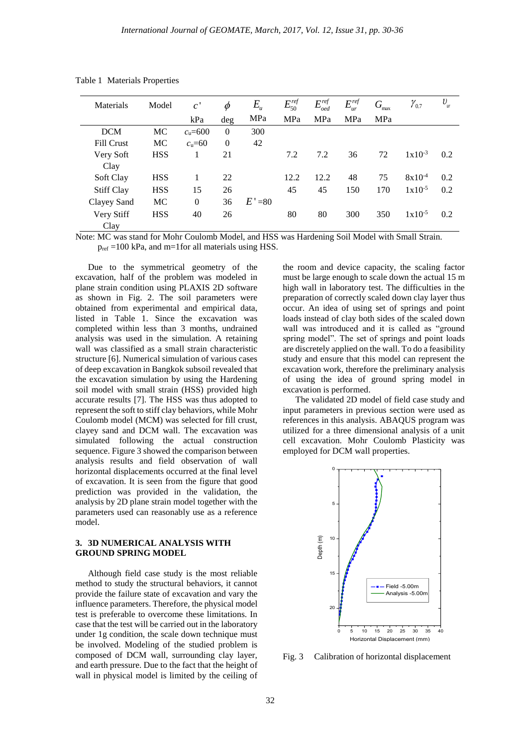Table 1 Materials Properties

| Materials | Model | $c'$ | $\phi$ | $E_u$ | $E_{50}^{ref}$ | $E_{oed}^{ref}$ | $E_{ur}^{ref}$ | $G_{max}$ | $\gamma_{0.7}$ | $\upsilon_{ur}$ |
|---|---|---|---|---|---|---|---|---|---|---|
| | | kPa | deg | MPa | MPa | MPa | MPa | MPa | | |
| DCM | MC | $c_u$=600 | 0 | 300 | | | | | | |
| Fill Crust | MC | $c_u$=60 | 0 | 42 | | | | | | |
| Very Soft Clay | HSS | 1 | 21 | | 7.2 | 7.2 | 36 | 72 | $1\times10^{-3}$ | 0.2 |
| Soft Clay | HSS | 1 | 22 | | 12.2 | 12.2 | 48 | 75 | $8\times10^{-4}$ | 0.2 |
| Stiff Clay | HSS | 15 | 26 | | 45 | 45 | 150 | 170 | $1\times10^{-5}$ | 0.2 |
| Clayey Sand | MC | 0 | 36 | $E'$=80 | | | | | | |
| Very Stiff Clay | HSS | 40 | 26 | | 80 | 80 | 300 | 350 | $1\times10^{-5}$ | 0.2 |

Note: MC was stand for Mohr Coulomb Model, and HSS was Hardening Soil Model with Small Strain. $p_{ref}$ =100 kPa, and m=1for all materials using HSS.

Due to the symmetrical geometry of the excavation, half of the problem was modeled in plane strain condition using PLAXIS 2D software as shown in Fig. 2. The soil parameters were obtained from experimental and empirical data, listed in Table 1. Since the excavation was completed within less than 3 months, undrained analysis was used in the simulation. A retaining wall was classified as a small strain characteristic structure [6]. Numerical simulation of various cases of deep excavation in Bangkok subsoil revealed that the excavation simulation by using the Hardening soil model with small strain (HSS) provided high accurate results [7]. The HSS was thus adopted to represent the soft to stiff clay behaviors, while Mohr Coulomb model (MCM) was selected for fill crust, clayey sand and DCM wall. The excavation was simulated following the actual construction sequence. Figure 3 showed the comparison between analysis results and field observation of wall horizontal displacements occurred at the final level of excavation. It is seen from the figure that good prediction was provided in the validation, the analysis by 2D plane strain model together with the parameters used can reasonably use as a reference model.

## 3. 3D NUMERICAL ANALYSIS WITH GROUND SPRING MODEL

Although field case study is the most reliable method to study the structural behaviors, it cannot provide the failure state of excavation and vary the influence parameters. Therefore, the physical model test is preferable to overcome these limitations. In case that the test will be carried out in the laboratory under 1g condition, the scale down technique must be involved. Modeling of the studied problem is composed of DCM wall, surrounding clay layer, and earth pressure. Due to the fact that the height of wall in physical model is limited by the ceiling of the room and device capacity, the scaling factor must be large enough to scale down the actual 15 m high wall in laboratory test. The difficulties in the preparation of correctly scaled down clay layer thus occur. An idea of using set of springs and point loads instead of clay both sides of the scaled down wall was introduced and it is called as "ground spring model". The set of springs and point loads are discretely applied on the wall. To do a feasibility study and ensure that this model can represent the excavation work, therefore the preliminary analysis of using the idea of ground spring model in excavation is performed.

The validated 2D model of field case study and input parameters in previous section were used as references in this analysis. ABAQUS program was utilized for a three dimensional analysis of a unit cell excavation. Mohr Coulomb Plasticity was employed for DCM wall properties.

Fig. 3 Calibration of horizontal displacement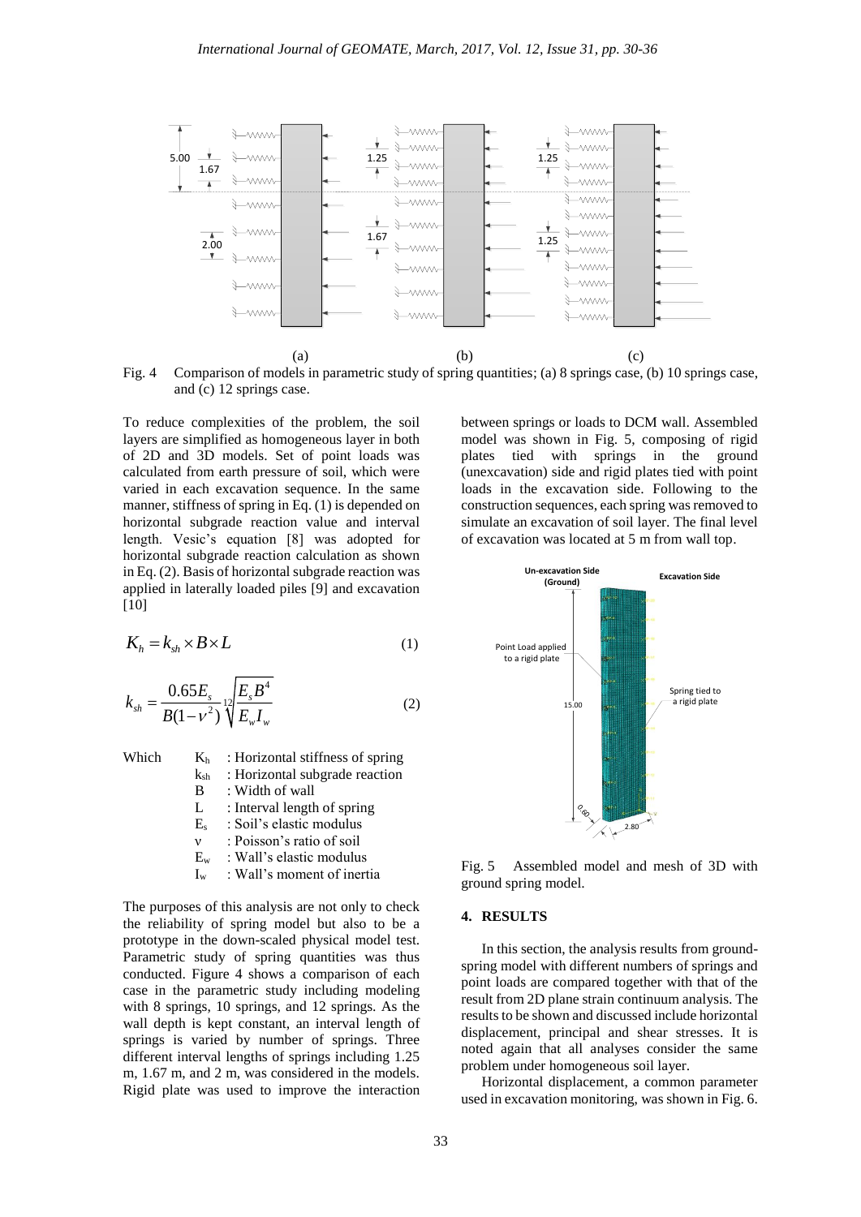Fig. 4 Comparison of models in parametric study of spring quantities; (a) 8 springs case, (b) 10 springs case, and (c) 12 springs case.

To reduce complexities of the problem, the soil layers are simplified as homogeneous layer in both of 2D and 3D models. Set of point loads was calculated from earth pressure of soil, which were varied in each excavation sequence. In the same manner, stiffness of spring in Eq. (1) is depended on horizontal subgrade reaction value and interval length. Vesic's equation [8] was adopted for horizontal subgrade reaction calculation as shown in Eq. (2). Basis of horizontal subgrade reaction was applied in laterally loaded piles [9] and excavation [10]

$$K_h = k_{sh} \times B \times L \tag{1}$$

$$k_{sh} = \frac{0.65E_s}{B(1-\nu^2)} \sqrt[12]{\frac{E_s B^4}{E_w I_w}} \tag{2}$$

Which
- $K_h$ : Horizontal stiffness of spring
- $k_{sh}$ : Horizontal subgrade reaction
- $B$ : Width of wall
- $L$ : Interval length of spring
- $E_s$ : Soil's elastic modulus
- $\nu$ : Poisson's ratio of soil
- $E_w$ : Wall's elastic modulus
- $I_w$ : Wall's moment of inertia

The purposes of this analysis are not only to check the reliability of spring model but also to be a prototype in the down-scaled physical model test. Parametric study of spring quantities was thus conducted. Figure 4 shows a comparison of each case in the parametric study including modeling with 8 springs, 10 springs, and 12 springs. As the wall depth is kept constant, an interval length of springs is varied by number of springs. Three different interval lengths of springs including 1.25 m, 1.67 m, and 2 m, was considered in the models. Rigid plate was used to improve the interaction between springs or loads to DCM wall. Assembled model was shown in Fig. 5, composing of rigid plates tied with springs in the ground (unexcavation) side and rigid plates tied with point loads in the excavation side. Following to the construction sequences, each spring was removed to simulate an excavation of soil layer. The final level of excavation was located at 5 m from wall top.

Fig. 5 Assembled model and mesh of 3D with ground spring model.

## 4. RESULTS

In this section, the analysis results from ground-spring model with different numbers of springs and point loads are compared together with that of the result from 2D plane strain continuum analysis. The results to be shown and discussed include horizontal displacement, principal and shear stresses. It is noted again that all analyses consider the same problem under homogeneous soil layer.

Horizontal displacement, a common parameter used in excavation monitoring, was shown in Fig. 6.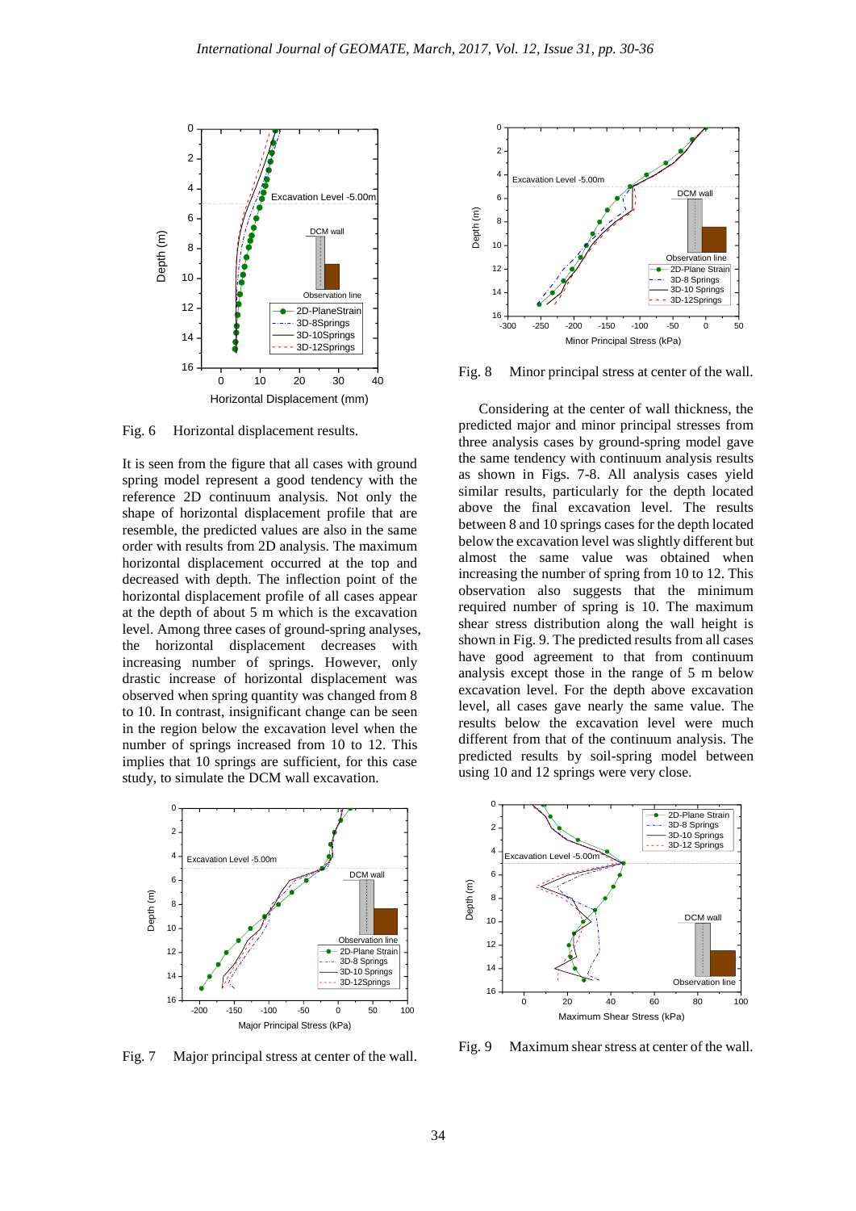Fig. 6 Horizontal displacement results.

It is seen from the figure that all cases with ground spring model represent a good tendency with the reference 2D continuum analysis. Not only the shape of horizontal displacement profile that are resemble, the predicted values are also in the same order with results from 2D analysis. The maximum horizontal displacement occurred at the top and decreased with depth. The inflection point of the horizontal displacement profile of all cases appear at the depth of about 5 m which is the excavation level. Among three cases of ground-spring analyses, the horizontal displacement decreases with increasing number of springs. However, only drastic increase of horizontal displacement was observed when spring quantity was changed from 8 to 10. In contrast, insignificant change can be seen in the region below the excavation level when the number of springs increased from 10 to 12. This implies that 10 springs are sufficient, for this case study, to simulate the DCM wall excavation.

Fig. 7 Major principal stress at center of the wall.

Fig. 8 Minor principal stress at center of the wall.

Considering at the center of wall thickness, the predicted major and minor principal stresses from three analysis cases by ground-spring model gave the same tendency with continuum analysis results as shown in Figs. 7-8. All analysis cases yield similar results, particularly for the depth located above the final excavation level. The results between 8 and 10 springs cases for the depth located below the excavation level was slightly different but almost the same value was obtained when increasing the number of spring from 10 to 12. This observation also suggests that the minimum required number of spring is 10. The maximum shear stress distribution along the wall height is shown in Fig. 9. The predicted results from all cases have good agreement to that from continuum analysis except those in the range of 5 m below excavation level. For the depth above excavation level, all cases gave nearly the same value. The results below the excavation level were much different from that of the continuum analysis. The predicted results by soil-spring model between using 10 and 12 springs were very close.

Fig. 9 Maximum shear stress at center of the wall.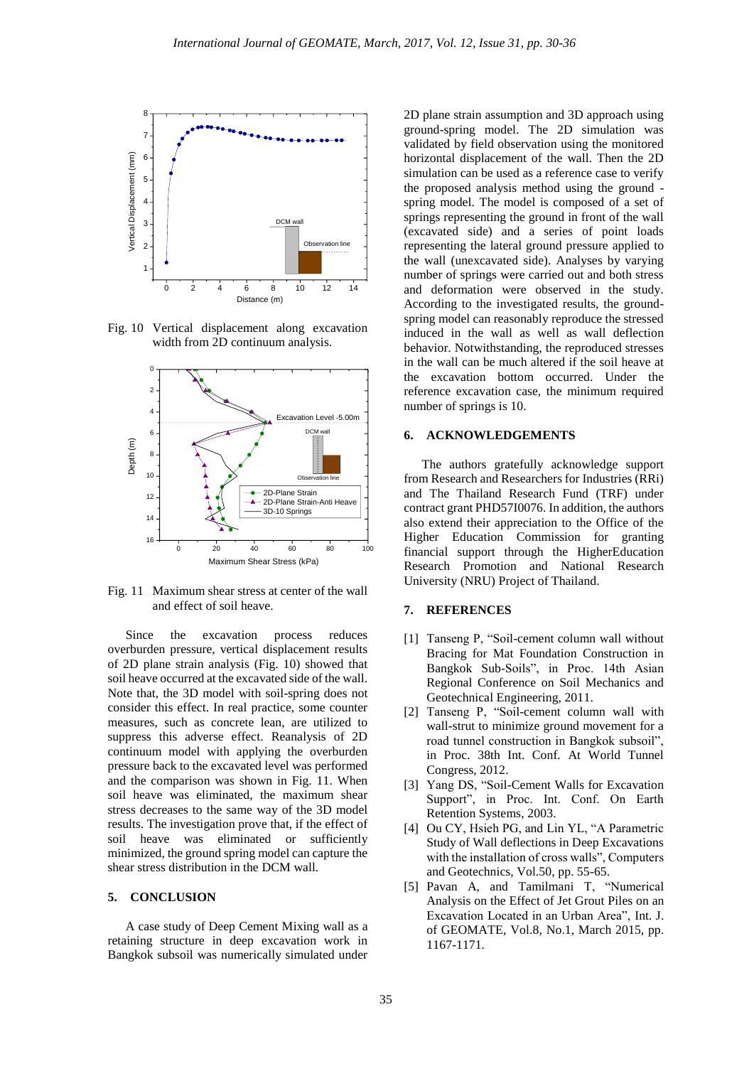Fig. 10 Vertical displacement along excavation width from 2D continuum analysis.

Fig. 11 Maximum shear stress at center of the wall and effect of soil heave.

Since the excavation process reduces overburden pressure, vertical displacement results of 2D plane strain analysis (Fig. 10) showed that soil heave occurred at the excavated side of the wall. Note that, the 3D model with soil-spring does not consider this effect. In real practice, some counter measures, such as concrete lean, are utilized to suppress this adverse effect. Reanalysis of 2D continuum model with applying the overburden pressure back to the excavated level was performed and the comparison was shown in Fig. 11. When soil heave was eliminated, the maximum shear stress decreases to the same way of the 3D model results. The investigation prove that, if the effect of soil heave was eliminated or sufficiently minimized, the ground spring model can capture the shear stress distribution in the DCM wall.

## 5. CONCLUSION

A case study of Deep Cement Mixing wall as a retaining structure in deep excavation work in Bangkok subsoil was numerically simulated under 2D plane strain assumption and 3D approach using ground-spring model. The 2D simulation was validated by field observation using the monitored horizontal displacement of the wall. Then the 2D simulation can be used as a reference case to verify the proposed analysis method using the ground - spring model. The model is composed of a set of springs representing the ground in front of the wall (excavated side) and a series of point loads representing the lateral ground pressure applied to the wall (unexcavated side). Analyses by varying number of springs were carried out and both stress and deformation were observed in the study. According to the investigated results, the ground-spring model can reasonably reproduce the stressed induced in the wall as well as wall deflection behavior. Notwithstanding, the reproduced stresses in the wall can be much altered if the soil heave at the excavation bottom occurred. Under the reference excavation case, the minimum required number of springs is 10.

## 6. ACKNOWLEDGEMENTS

The authors gratefully acknowledge support from Research and Researchers for Industries (RRi) and The Thailand Research Fund (TRF) under contract grant PHD57I0076. In addition, the authors also extend their appreciation to the Office of the Higher Education Commission for granting financial support through the HigherEducation Research Promotion and National Research University (NRU) Project of Thailand.

## 7. REFERENCES

[1] Tanseng P, "Soil-cement column wall without Bracing for Mat Foundation Construction in Bangkok Sub-Soils", in Proc. 14th Asian Regional Conference on Soil Mechanics and Geotechnical Engineering, 2011.

[2] Tanseng P, "Soil-cement column wall with wall-strut to minimize ground movement for a road tunnel construction in Bangkok subsoil", in Proc. 38th Int. Conf. At World Tunnel Congress, 2012.

[3] Yang DS, "Soil-Cement Walls for Excavation Support", in Proc. Int. Conf. On Earth Retention Systems, 2003.

[4] Ou CY, Hsieh PG, and Lin YL, "A Parametric Study of Wall deflections in Deep Excavations with the installation of cross walls", Computers and Geotechnics, Vol.50, pp. 55-65.

[5] Pavan A, and Tamilmani T, "Numerical Analysis on the Effect of Jet Grout Piles on an Excavation Located in an Urban Area", Int. J. of GEOMATE, Vol.8, No.1, March 2015, pp. 1167-1171.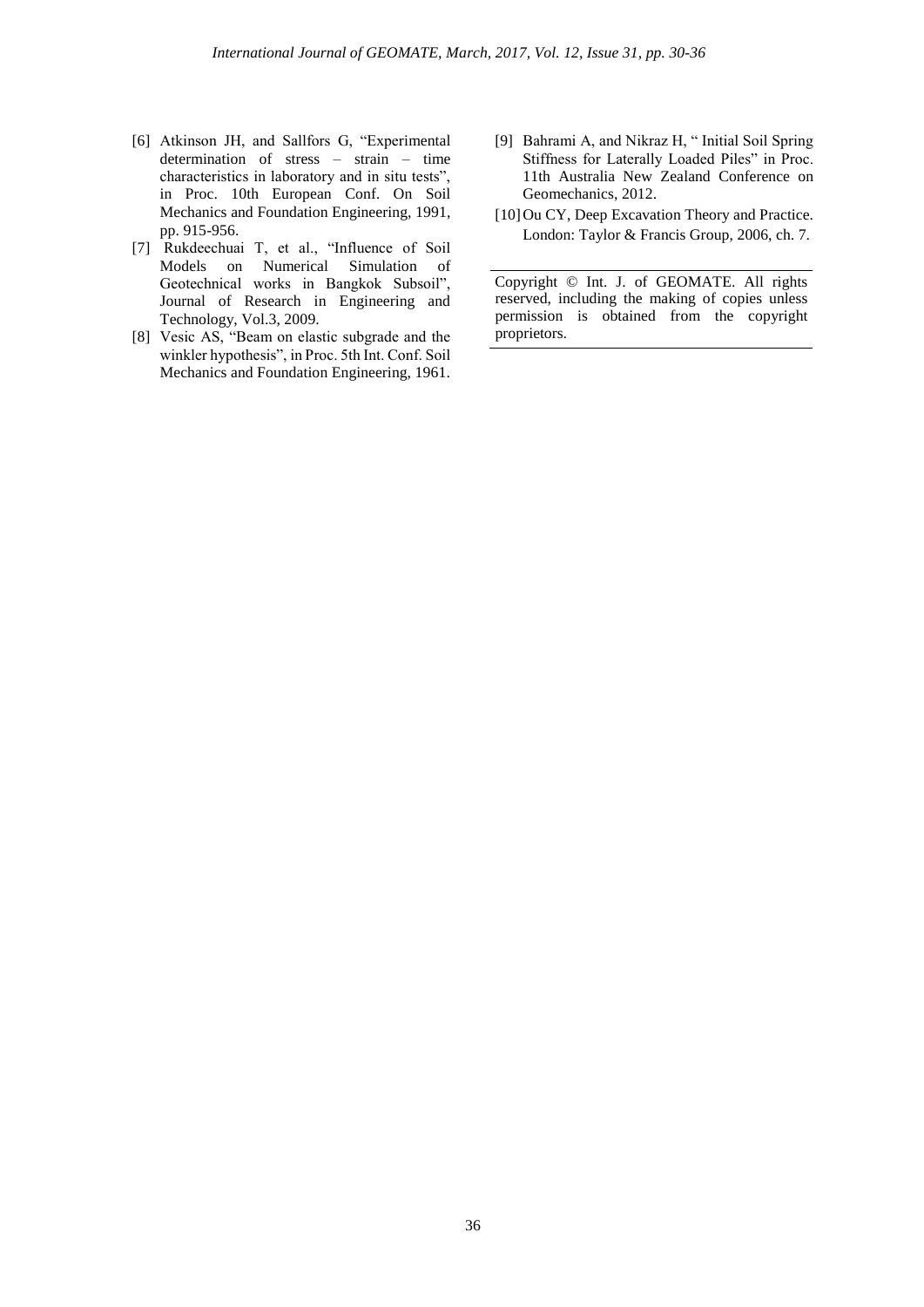[6] Atkinson JH, and Sallfors G, "Experimental determination of stress – strain – time characteristics in laboratory and in situ tests", in Proc. 10th European Conf. On Soil Mechanics and Foundation Engineering, 1991, pp. 915-956.

[7] Rukdeechuai T, et al., "Influence of Soil Models on Numerical Simulation of Geotechnical works in Bangkok Subsoil", Journal of Research in Engineering and Technology, Vol.3, 2009.

[8] Vesic AS, "Beam on elastic subgrade and the winkler hypothesis", in Proc. 5th Int. Conf. Soil Mechanics and Foundation Engineering, 1961.

[9] Bahrami A, and Nikraz H, " Initial Soil Spring Stiffness for Laterally Loaded Piles" in Proc. 11th Australia New Zealand Conference on Geomechanics, 2012.

[10] Ou CY, Deep Excavation Theory and Practice. London: Taylor & Francis Group, 2006, ch. 7.

---

Copyright © Int. J. of GEOMATE. All rights reserved, including the making of copies unless permission is obtained from the copyright proprietors.

---